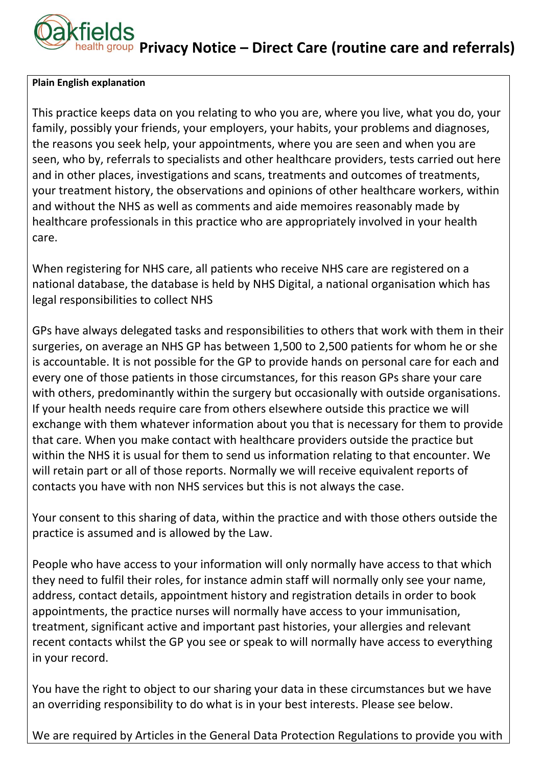# Privacy Notice – Direct Care (routine care and referrals)

**Plain English explanation**

This practice keeps data on you relating to who you are, where you live, what you do, your family, possibly your friends, your employers, your habits, your problems and diagnoses, the reasons you seek help, your appointments, where you are seen and when you are seen, who by, referrals to specialists and other healthcare providers, tests carried out here and in other places, investigations and scans, treatments and outcomes of treatments, your treatment history, the observations and opinions of other healthcare workers, within and without the NHS as well as comments and aide memoires reasonably made by healthcare professionals in this practice who are appropriately involved in your health care.

When registering for NHS care, all patients who receive NHS care are registered on a national database, the database is held by NHS Digital, a national organisation which has legal responsibilities to collect NHS

GPs have always delegated tasks and responsibilities to others that work with them in their surgeries, on average an NHS GP has between 1,500 to 2,500 patients for whom he or she is accountable. It is not possible for the GP to provide hands on personal care for each and every one of those patients in those circumstances, for this reason GPs share your care with others, predominantly within the surgery but occasionally with outside organisations. If your health needs require care from others elsewhere outside this practice we will exchange with them whatever information about you that is necessary for them to provide that care. When you make contact with healthcare providers outside the practice but within the NHS it is usual for them to send us information relating to that encounter. We will retain part or all of those reports. Normally we will receive equivalent reports of contacts you have with non NHS services but this is not always the case.

Your consent to this sharing of data, within the practice and with those others outside the practice is assumed and is allowed by the Law.

People who have access to your information will only normally have access to that which they need to fulfil their roles, for instance admin staff will normally only see your name, address, contact details, appointment history and registration details in order to book appointments, the practice nurses will normally have access to your immunisation, treatment, significant active and important past histories, your allergies and relevant recent contacts whilst the GP you see or speak to will normally have access to everything in your record.

You have the right to object to our sharing your data in these circumstances but we have an overriding responsibility to do what is in your best interests. Please see below.

We are required by Articles in the General Data Protection Regulations to provide you with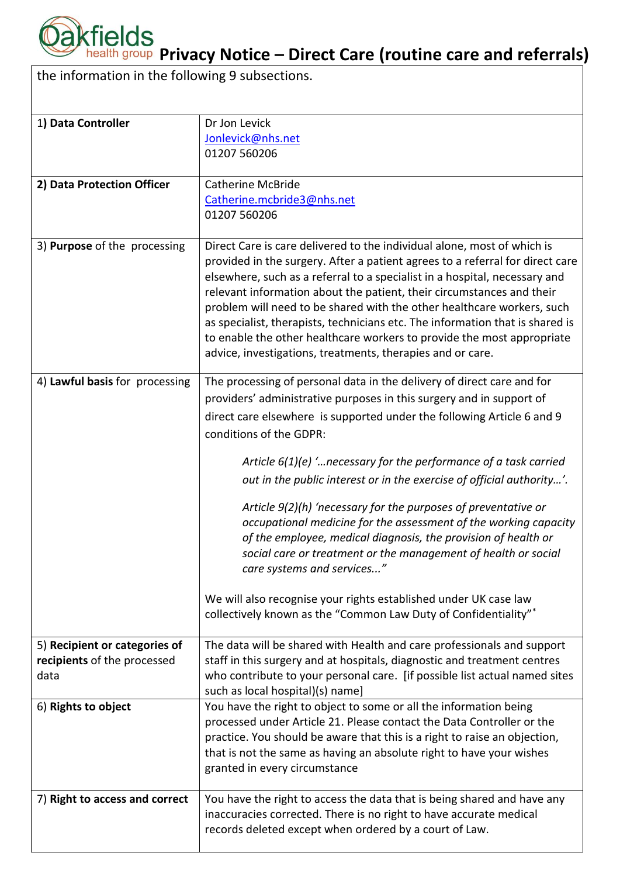# Privacy Notice – Direct Care (routine care and referrals)

| the information in the following 9 subsections. | |
|---|---|
| 1) **Data Controller** | Dr Jon Levick<br>Jonlevick@nhs.net<br>01207 560206 |
| **2) Data Protection Officer** | Catherine McBride<br>Catherine.mcbride3@nhs.net<br>01207 560206 |
| 3) **Purpose** of the processing | Direct Care is care delivered to the individual alone, most of which is provided in the surgery. After a patient agrees to a referral for direct care elsewhere, such as a referral to a specialist in a hospital, necessary and relevant information about the patient, their circumstances and their problem will need to be shared with the other healthcare workers, such as specialist, therapists, technicians etc. The information that is shared is to enable the other healthcare workers to provide the most appropriate advice, investigations, treatments, therapies and or care. |
| 4) **Lawful basis** for processing | The processing of personal data in the delivery of direct care and for providers' administrative purposes in this surgery and in support of direct care elsewhere is supported under the following Article 6 and 9 conditions of the GDPR:<br><br>*Article 6(1)(e) '…necessary for the performance of a task carried out in the public interest or in the exercise of official authority…'.*<br><br>*Article 9(2)(h) 'necessary for the purposes of preventative or occupational medicine for the assessment of the working capacity of the employee, medical diagnosis, the provision of health or social care or treatment or the management of health or social care systems and services..."*<br><br>We will also recognise your rights established under UK case law collectively known as the "Common Law Duty of Confidentiality"* |
| 5) **Recipient or categories of recipients** of the processed data | The data will be shared with Health and care professionals and support staff in this surgery and at hospitals, diagnostic and treatment centres who contribute to your personal care. [if possible list actual named sites such as local hospital)(s) name] |
| 6) **Rights to object** | You have the right to object to some or all the information being processed under Article 21. Please contact the Data Controller or the practice. You should be aware that this is a right to raise an objection, that is not the same as having an absolute right to have your wishes granted in every circumstance |
| 7) **Right to access and correct** | You have the right to access the data that is being shared and have any inaccuracies corrected. There is no right to have accurate medical records deleted except when ordered by a court of Law. |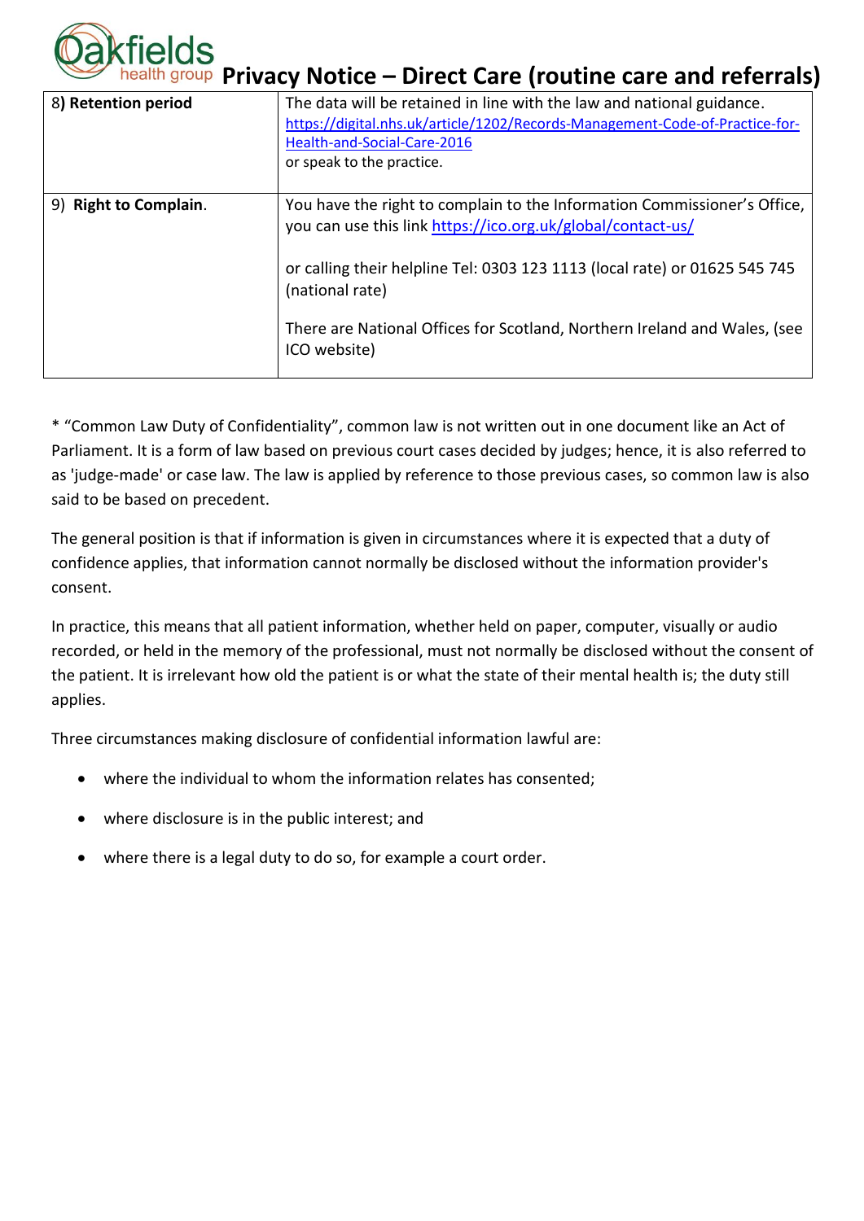# Privacy Notice – Direct Care (routine care and referrals)

| | |
|---|---|
| 8) **Retention period** | The data will be retained in line with the law and national guidance. https://digital.nhs.uk/article/1202/Records-Management-Code-of-Practice-for-Health-and-Social-Care-2016 or speak to the practice. |
| 9) **Right to Complain**. | You have the right to complain to the Information Commissioner's Office, you can use this link https://ico.org.uk/global/contact-us/ <br><br> or calling their helpline Tel: 0303 123 1113 (local rate) or 01625 545 745 (national rate) <br><br> There are National Offices for Scotland, Northern Ireland and Wales, (see ICO website) |

* "Common Law Duty of Confidentiality", common law is not written out in one document like an Act of Parliament. It is a form of law based on previous court cases decided by judges; hence, it is also referred to as 'judge-made' or case law. The law is applied by reference to those previous cases, so common law is also said to be based on precedent.

The general position is that if information is given in circumstances where it is expected that a duty of confidence applies, that information cannot normally be disclosed without the information provider's consent.

In practice, this means that all patient information, whether held on paper, computer, visually or audio recorded, or held in the memory of the professional, must not normally be disclosed without the consent of the patient. It is irrelevant how old the patient is or what the state of their mental health is; the duty still applies.

Three circumstances making disclosure of confidential information lawful are:

- where the individual to whom the information relates has consented;
- where disclosure is in the public interest; and
- where there is a legal duty to do so, for example a court order.